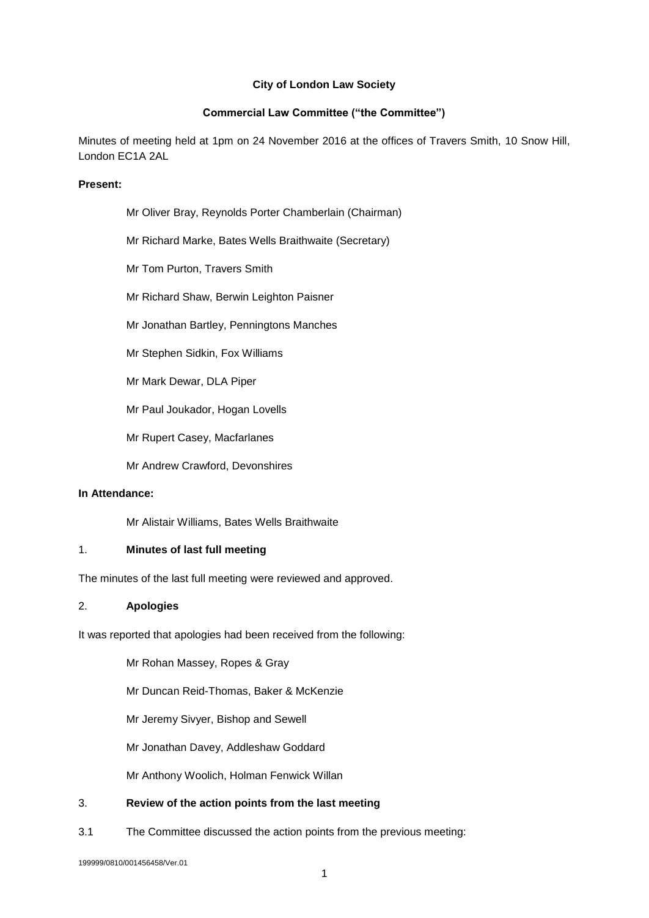**City of London Law Society**

**Commercial Law Committee ("the Committee")**

Minutes of meeting held at 1pm on 24 November 2016 at the offices of Travers Smith, 10 Snow Hill, London EC1A 2AL

**Present:**

Mr Oliver Bray, Reynolds Porter Chamberlain (Chairman)

Mr Richard Marke, Bates Wells Braithwaite (Secretary)

Mr Tom Purton, Travers Smith

Mr Richard Shaw, Berwin Leighton Paisner

Mr Jonathan Bartley, Penningtons Manches

Mr Stephen Sidkin, Fox Williams

Mr Mark Dewar, DLA Piper

Mr Paul Joukador, Hogan Lovells

Mr Rupert Casey, Macfarlanes

Mr Andrew Crawford, Devonshires

**In Attendance:**

Mr Alistair Williams, Bates Wells Braithwaite

1. **Minutes of last full meeting**

The minutes of the last full meeting were reviewed and approved.

2. **Apologies**

It was reported that apologies had been received from the following:

Mr Rohan Massey, Ropes & Gray

Mr Duncan Reid-Thomas, Baker & McKenzie

Mr Jeremy Sivyer, Bishop and Sewell

Mr Jonathan Davey, Addleshaw Goddard

Mr Anthony Woolich, Holman Fenwick Willan

3. **Review of the action points from the last meeting**

3.1 The Committee discussed the action points from the previous meeting:

199999/0810/001456458/Ver.01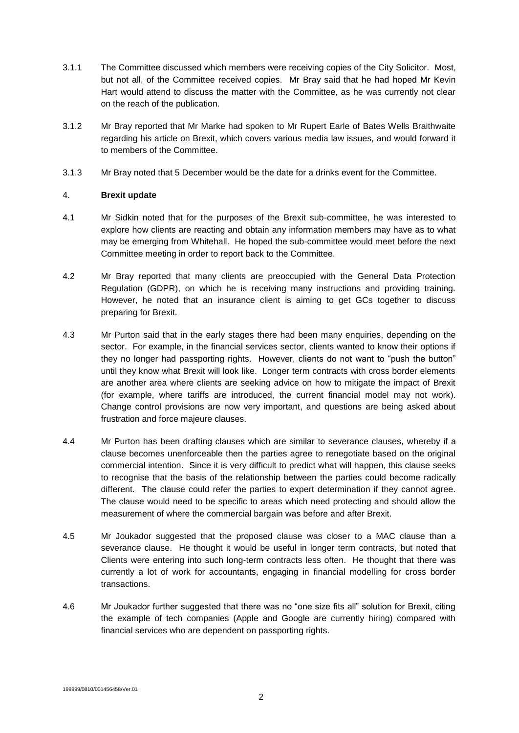3.1.1 The Committee discussed which members were receiving copies of the City Solicitor. Most, but not all, of the Committee received copies. Mr Bray said that he had hoped Mr Kevin Hart would attend to discuss the matter with the Committee, as he was currently not clear on the reach of the publication.

3.1.2 Mr Bray reported that Mr Marke had spoken to Mr Rupert Earle of Bates Wells Braithwaite regarding his article on Brexit, which covers various media law issues, and would forward it to members of the Committee.

3.1.3 Mr Bray noted that 5 December would be the date for a drinks event for the Committee.

4. **Brexit update**

4.1 Mr Sidkin noted that for the purposes of the Brexit sub-committee, he was interested to explore how clients are reacting and obtain any information members may have as to what may be emerging from Whitehall. He hoped the sub-committee would meet before the next Committee meeting in order to report back to the Committee.

4.2 Mr Bray reported that many clients are preoccupied with the General Data Protection Regulation (GDPR), on which he is receiving many instructions and providing training. However, he noted that an insurance client is aiming to get GCs together to discuss preparing for Brexit.

4.3 Mr Purton said that in the early stages there had been many enquiries, depending on the sector. For example, in the financial services sector, clients wanted to know their options if they no longer had passporting rights. However, clients do not want to "push the button" until they know what Brexit will look like. Longer term contracts with cross border elements are another area where clients are seeking advice on how to mitigate the impact of Brexit (for example, where tariffs are introduced, the current financial model may not work). Change control provisions are now very important, and questions are being asked about frustration and force majeure clauses.

4.4 Mr Purton has been drafting clauses which are similar to severance clauses, whereby if a clause becomes unenforceable then the parties agree to renegotiate based on the original commercial intention. Since it is very difficult to predict what will happen, this clause seeks to recognise that the basis of the relationship between the parties could become radically different. The clause could refer the parties to expert determination if they cannot agree. The clause would need to be specific to areas which need protecting and should allow the measurement of where the commercial bargain was before and after Brexit.

4.5 Mr Joukador suggested that the proposed clause was closer to a MAC clause than a severance clause. He thought it would be useful in longer term contracts, but noted that Clients were entering into such long-term contracts less often. He thought that there was currently a lot of work for accountants, engaging in financial modelling for cross border transactions.

4.6 Mr Joukador further suggested that there was no "one size fits all" solution for Brexit, citing the example of tech companies (Apple and Google are currently hiring) compared with financial services who are dependent on passporting rights.

199999/0810/001456458/Ver.01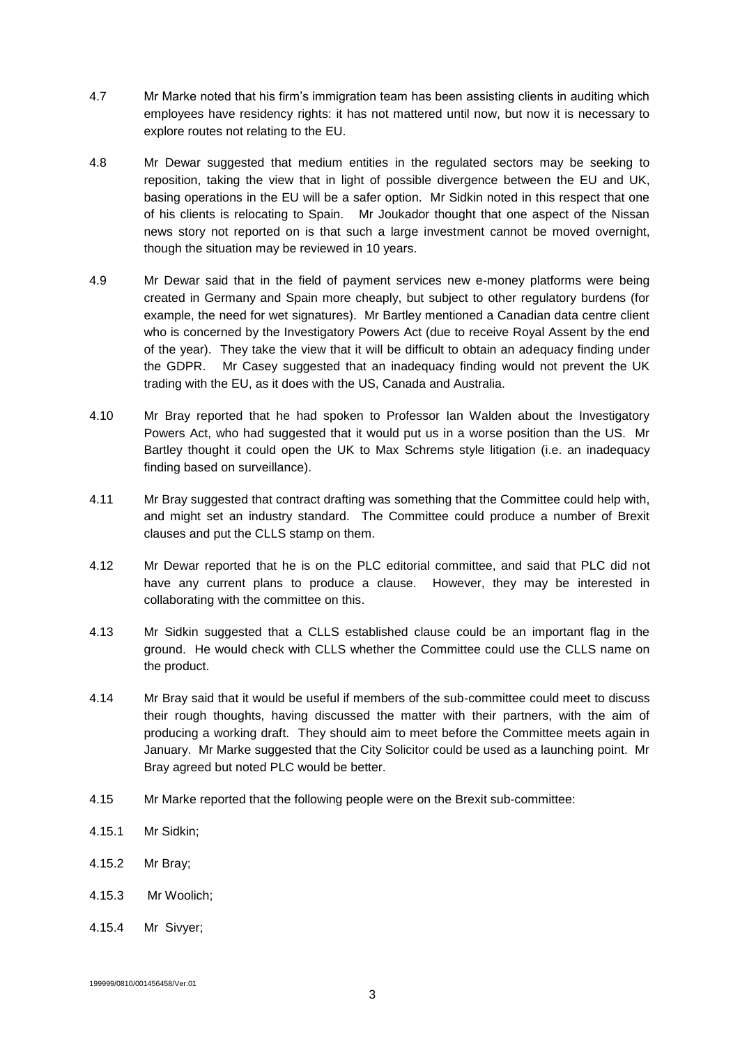4.7 Mr Marke noted that his firm's immigration team has been assisting clients in auditing which employees have residency rights: it has not mattered until now, but now it is necessary to explore routes not relating to the EU.

4.8 Mr Dewar suggested that medium entities in the regulated sectors may be seeking to reposition, taking the view that in light of possible divergence between the EU and UK, basing operations in the EU will be a safer option. Mr Sidkin noted in this respect that one of his clients is relocating to Spain. Mr Joukador thought that one aspect of the Nissan news story not reported on is that such a large investment cannot be moved overnight, though the situation may be reviewed in 10 years.

4.9 Mr Dewar said that in the field of payment services new e-money platforms were being created in Germany and Spain more cheaply, but subject to other regulatory burdens (for example, the need for wet signatures). Mr Bartley mentioned a Canadian data centre client who is concerned by the Investigatory Powers Act (due to receive Royal Assent by the end of the year). They take the view that it will be difficult to obtain an adequacy finding under the GDPR. Mr Casey suggested that an inadequacy finding would not prevent the UK trading with the EU, as it does with the US, Canada and Australia.

4.10 Mr Bray reported that he had spoken to Professor Ian Walden about the Investigatory Powers Act, who had suggested that it would put us in a worse position than the US. Mr Bartley thought it could open the UK to Max Schrems style litigation (i.e. an inadequacy finding based on surveillance).

4.11 Mr Bray suggested that contract drafting was something that the Committee could help with, and might set an industry standard. The Committee could produce a number of Brexit clauses and put the CLLS stamp on them.

4.12 Mr Dewar reported that he is on the PLC editorial committee, and said that PLC did not have any current plans to produce a clause. However, they may be interested in collaborating with the committee on this.

4.13 Mr Sidkin suggested that a CLLS established clause could be an important flag in the ground. He would check with CLLS whether the Committee could use the CLLS name on the product.

4.14 Mr Bray said that it would be useful if members of the sub-committee could meet to discuss their rough thoughts, having discussed the matter with their partners, with the aim of producing a working draft. They should aim to meet before the Committee meets again in January. Mr Marke suggested that the City Solicitor could be used as a launching point. Mr Bray agreed but noted PLC would be better.

4.15 Mr Marke reported that the following people were on the Brexit sub-committee:

4.15.1 Mr Sidkin;

4.15.2 Mr Bray;

4.15.3 Mr Woolich;

4.15.4 Mr Sivyer;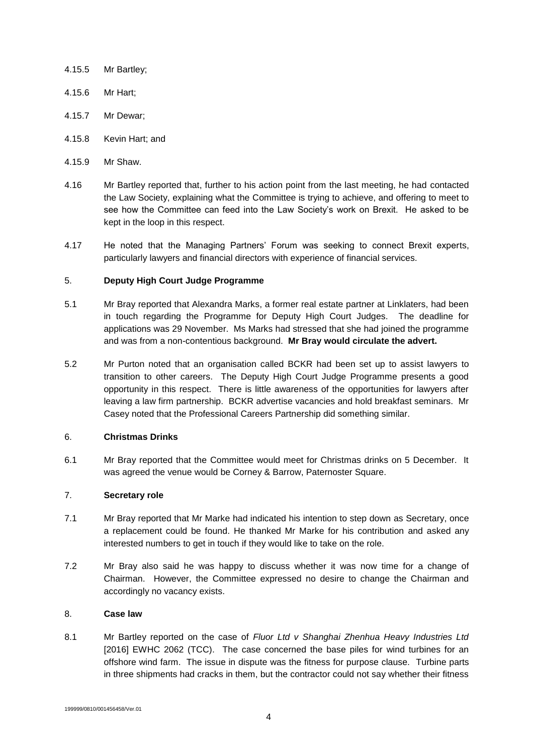4.15.5 Mr Bartley;

4.15.6 Mr Hart;

4.15.7 Mr Dewar;

4.15.8 Kevin Hart; and

4.15.9 Mr Shaw.

4.16 Mr Bartley reported that, further to his action point from the last meeting, he had contacted the Law Society, explaining what the Committee is trying to achieve, and offering to meet to see how the Committee can feed into the Law Society's work on Brexit. He asked to be kept in the loop in this respect.

4.17 He noted that the Managing Partners' Forum was seeking to connect Brexit experts, particularly lawyers and financial directors with experience of financial services.

## 5. Deputy High Court Judge Programme

5.1 Mr Bray reported that Alexandra Marks, a former real estate partner at Linklaters, had been in touch regarding the Programme for Deputy High Court Judges. The deadline for applications was 29 November. Ms Marks had stressed that she had joined the programme and was from a non-contentious background. **Mr Bray would circulate the advert.**

5.2 Mr Purton noted that an organisation called BCKR had been set up to assist lawyers to transition to other careers. The Deputy High Court Judge Programme presents a good opportunity in this respect. There is little awareness of the opportunities for lawyers after leaving a law firm partnership. BCKR advertise vacancies and hold breakfast seminars. Mr Casey noted that the Professional Careers Partnership did something similar.

## 6. Christmas Drinks

6.1 Mr Bray reported that the Committee would meet for Christmas drinks on 5 December. It was agreed the venue would be Corney & Barrow, Paternoster Square.

## 7. Secretary role

7.1 Mr Bray reported that Mr Marke had indicated his intention to step down as Secretary, once a replacement could be found. He thanked Mr Marke for his contribution and asked any interested numbers to get in touch if they would like to take on the role.

7.2 Mr Bray also said he was happy to discuss whether it was now time for a change of Chairman. However, the Committee expressed no desire to change the Chairman and accordingly no vacancy exists.

## 8. Case law

8.1 Mr Bartley reported on the case of *Fluor Ltd v Shanghai Zhenhua Heavy Industries Ltd* [2016] EWHC 2062 (TCC). The case concerned the base piles for wind turbines for an offshore wind farm. The issue in dispute was the fitness for purpose clause. Turbine parts in three shipments had cracks in them, but the contractor could not say whether their fitness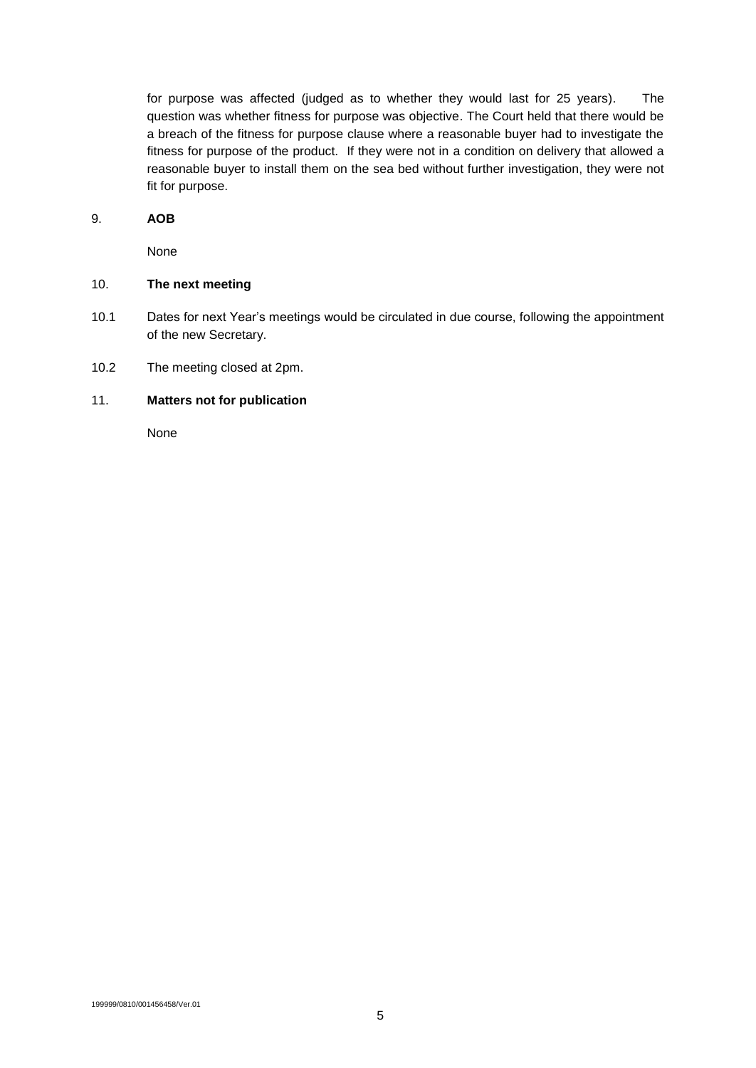for purpose was affected (judged as to whether they would last for 25 years). The question was whether fitness for purpose was objective. The Court held that there would be a breach of the fitness for purpose clause where a reasonable buyer had to investigate the fitness for purpose of the product. If they were not in a condition on delivery that allowed a reasonable buyer to install them on the sea bed without further investigation, they were not fit for purpose.

9. **AOB**

None

10. **The next meeting**

10.1 Dates for next Year's meetings would be circulated in due course, following the appointment of the new Secretary.

10.2 The meeting closed at 2pm.

11. **Matters not for publication**

None

199999/0810/001456458/Ver.01